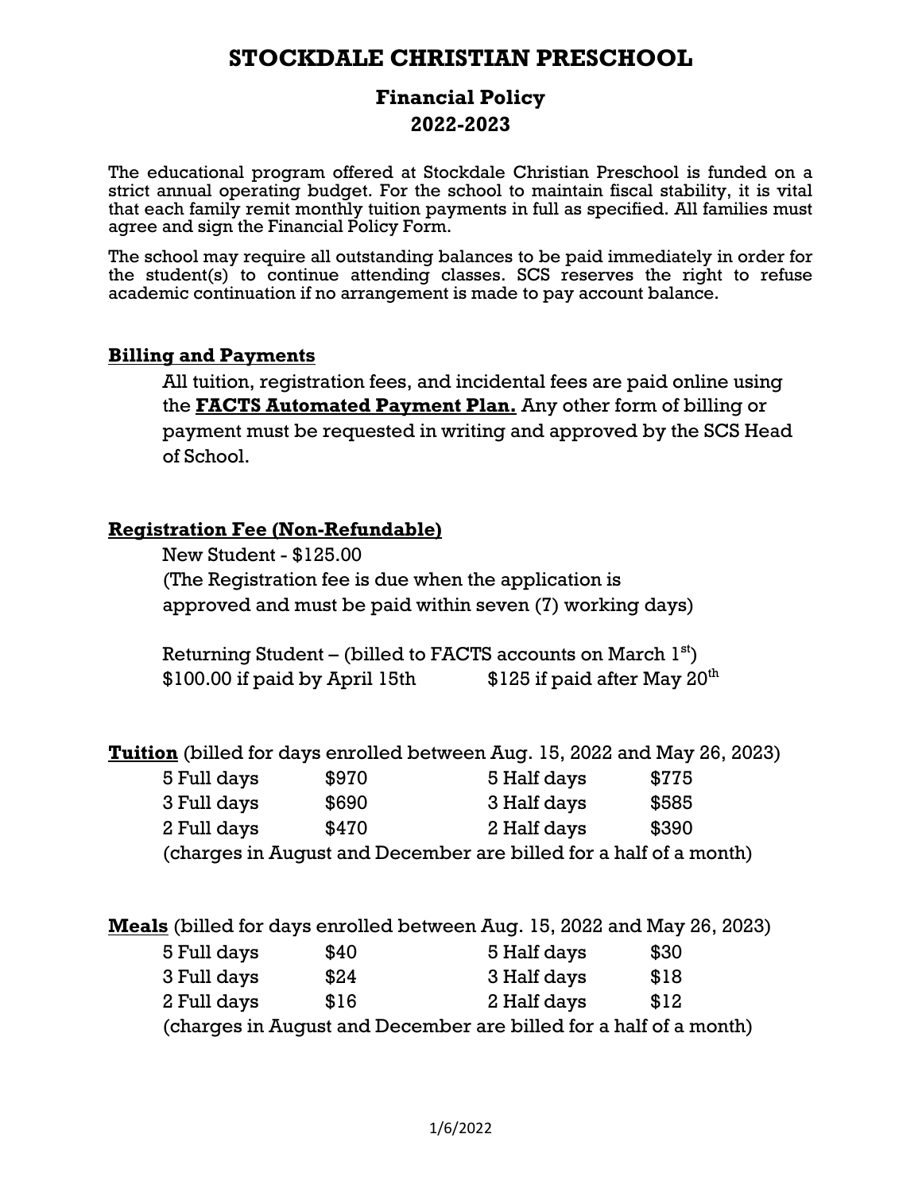# STOCKDALE CHRISTIAN PRESCHOOL

## Financial Policy
## 2022-2023

The educational program offered at Stockdale Christian Preschool is funded on a strict annual operating budget. For the school to maintain fiscal stability, it is vital that each family remit monthly tuition payments in full as specified. All families must agree and sign the Financial Policy Form.

The school may require all outstanding balances to be paid immediately in order for the student(s) to continue attending classes. SCS reserves the right to refuse academic continuation if no arrangement is made to pay account balance.

### Billing and Payments

All tuition, registration fees, and incidental fees are paid online using the **FACTS Automated Payment Plan.** Any other form of billing or payment must be requested in writing and approved by the SCS Head of School.

### Registration Fee (Non-Refundable)

New Student - $125.00
(The Registration fee is due when the application is approved and must be paid within seven (7) working days)

Returning Student – (billed to FACTS accounts on March 1st)
$100.00 if paid by April 15th $125 if paid after May 20th

**Tuition** (billed for days enrolled between Aug. 15, 2022 and May 26, 2023)

| | | | |
|---|---|---|---|
| 5 Full days | $970 | 5 Half days | $775 |
| 3 Full days | $690 | 3 Half days | $585 |
| 2 Full days | $470 | 2 Half days | $390 |

(charges in August and December are billed for a half of a month)

**Meals** (billed for days enrolled between Aug. 15, 2022 and May 26, 2023)

| | | | |
|---|---|---|---|
| 5 Full days | $40 | 5 Half days | $30 |
| 3 Full days | $24 | 3 Half days | $18 |
| 2 Full days | $16 | 2 Half days | $12 |

(charges in August and December are billed for a half of a month)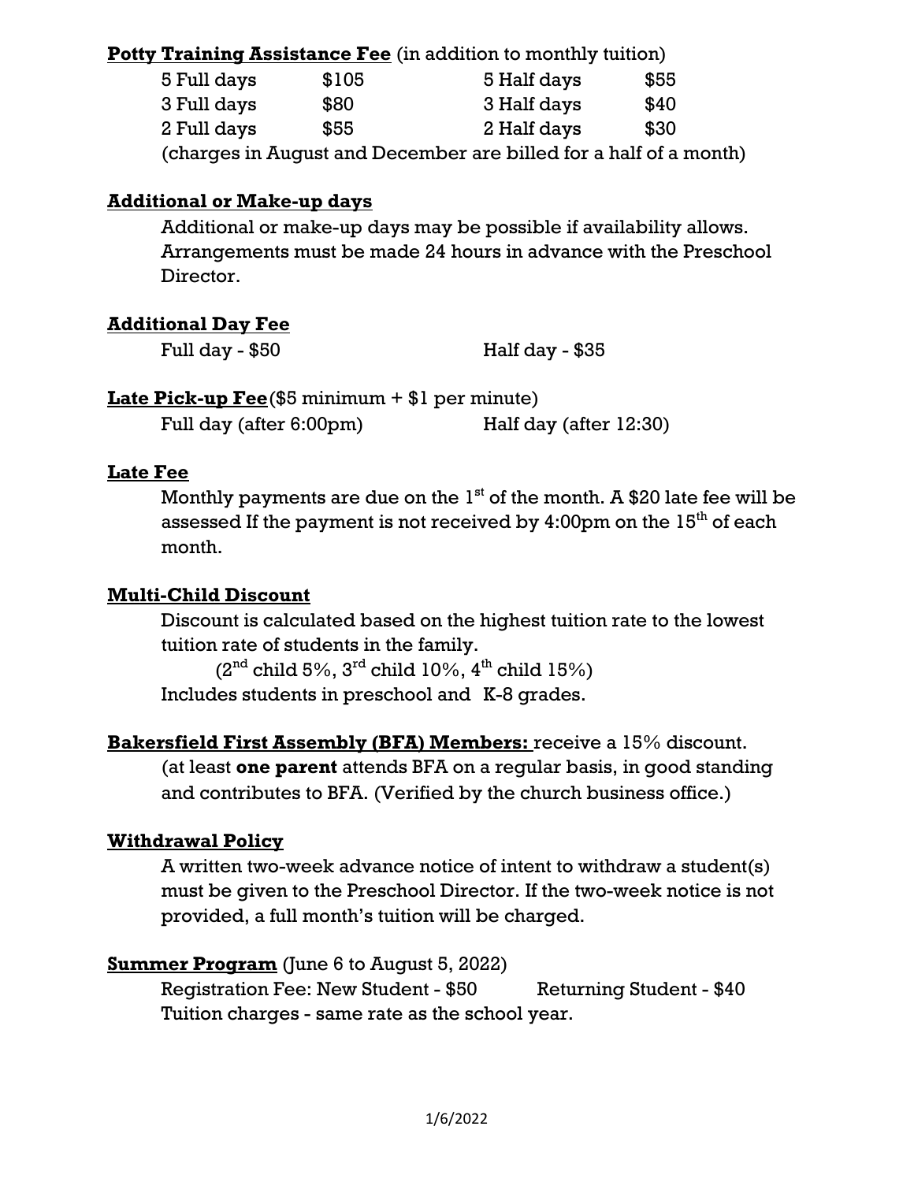**Potty Training Assistance Fee** (in addition to monthly tuition)

| | | | |
|---|---|---|---|
| 5 Full days | $105 | 5 Half days | $55 |
| 3 Full days | $80 | 3 Half days | $40 |
| 2 Full days | $55 | 2 Half days | $30 |

(charges in August and December are billed for a half of a month)

**Additional or Make-up days**

Additional or make-up days may be possible if availability allows. Arrangements must be made 24 hours in advance with the Preschool Director.

**Additional Day Fee**

Full day - $50 Half day - $35

**Late Pick-up Fee**($5 minimum + $1 per minute)

Full day (after 6:00pm) Half day (after 12:30)

**Late Fee**

Monthly payments are due on the 1st of the month. A $20 late fee will be assessed If the payment is not received by 4:00pm on the 15th of each month.

**Multi-Child Discount**

Discount is calculated based on the highest tuition rate to the lowest tuition rate of students in the family.

(2nd child 5%, 3rd child 10%, 4th child 15%)

Includes students in preschool and K-8 grades.

**Bakersfield First Assembly (BFA) Members:** receive a 15% discount. (at least **one parent** attends BFA on a regular basis, in good standing and contributes to BFA. (Verified by the church business office.)

**Withdrawal Policy**

A written two-week advance notice of intent to withdraw a student(s) must be given to the Preschool Director. If the two-week notice is not provided, a full month's tuition will be charged.

**Summer Program** (June 6 to August 5, 2022)

Registration Fee: New Student - $50 Returning Student - $40

Tuition charges - same rate as the school year.

1/6/2022